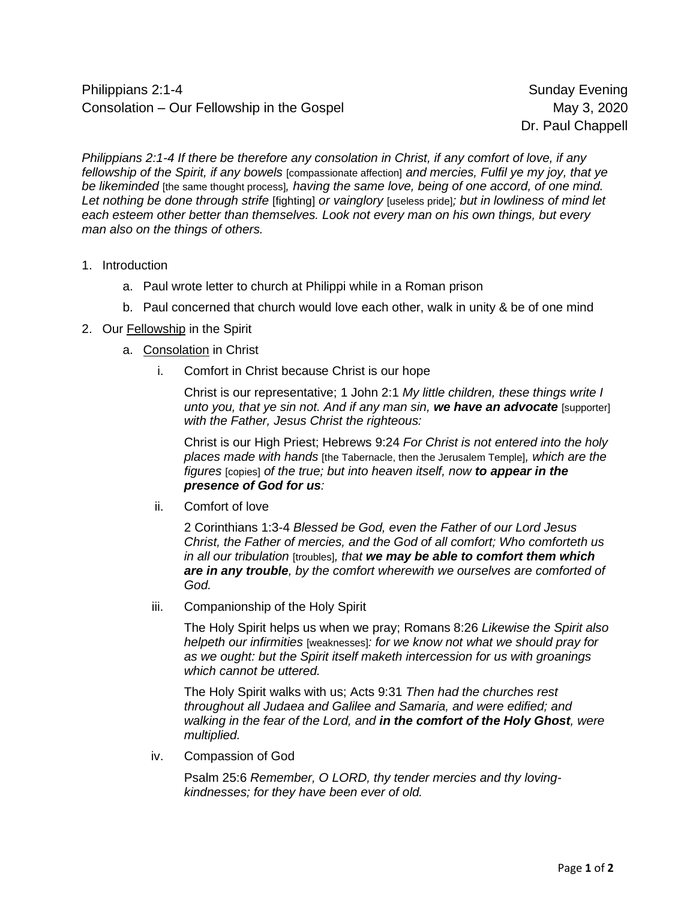Philippians 2:1-4 Sunday Evening
Consolation – Our Fellowship in the Gospel May 3, 2020
Dr. Paul Chappell

*Philippians 2:1-4 If there be therefore any consolation in Christ, if any comfort of love, if any fellowship of the Spirit, if any bowels* [compassionate affection] *and mercies, Fulfil ye my joy, that ye be likeminded* [the same thought process]*, having the same love, being of one accord, of one mind. Let nothing be done through strife* [fighting] *or vainglory* [useless pride]*; but in lowliness of mind let each esteem other better than themselves. Look not every man on his own things, but every man also on the things of others.*

1. Introduction
    a. Paul wrote letter to church at Philippi while in a Roman prison
    b. Paul concerned that church would love each other, walk in unity & be of one mind
2. Our <u>Fellowship</u> in the Spirit
    a. <u>Consolation</u> in Christ
        i. Comfort in Christ because Christ is our hope

            Christ is our representative; 1 John 2:1 *My little children, these things write I unto you, that ye sin not. And if any man sin,* ***we have an advocate*** [supporter] *with the Father, Jesus Christ the righteous:*

            Christ is our High Priest; Hebrews 9:24 *For Christ is not entered into the holy places made with hands* [the Tabernacle, then the Jerusalem Temple]*, which are the figures* [copies] *of the true; but into heaven itself, now* ***to appear in the presence of God for us****:*

        ii. Comfort of love

            2 Corinthians 1:3-4 *Blessed be God, even the Father of our Lord Jesus Christ, the Father of mercies, and the God of all comfort; Who comforteth us in all our tribulation* [troubles]*, that* ***we may be able to comfort them which are in any trouble****, by the comfort wherewith we ourselves are comforted of God.*

        iii. Companionship of the Holy Spirit

            The Holy Spirit helps us when we pray; Romans 8:26 *Likewise the Spirit also helpeth our infirmities* [weaknesses]*: for we know not what we should pray for as we ought: but the Spirit itself maketh intercession for us with groanings which cannot be uttered.*

            The Holy Spirit walks with us; Acts 9:31 *Then had the churches rest throughout all Judaea and Galilee and Samaria, and were edified; and walking in the fear of the Lord, and* ***in the comfort of the Holy Ghost****, were multiplied.*

        iv. Compassion of God

            Psalm 25:6 *Remember, O LORD, thy tender mercies and thy loving-kindnesses; for they have been ever of old.*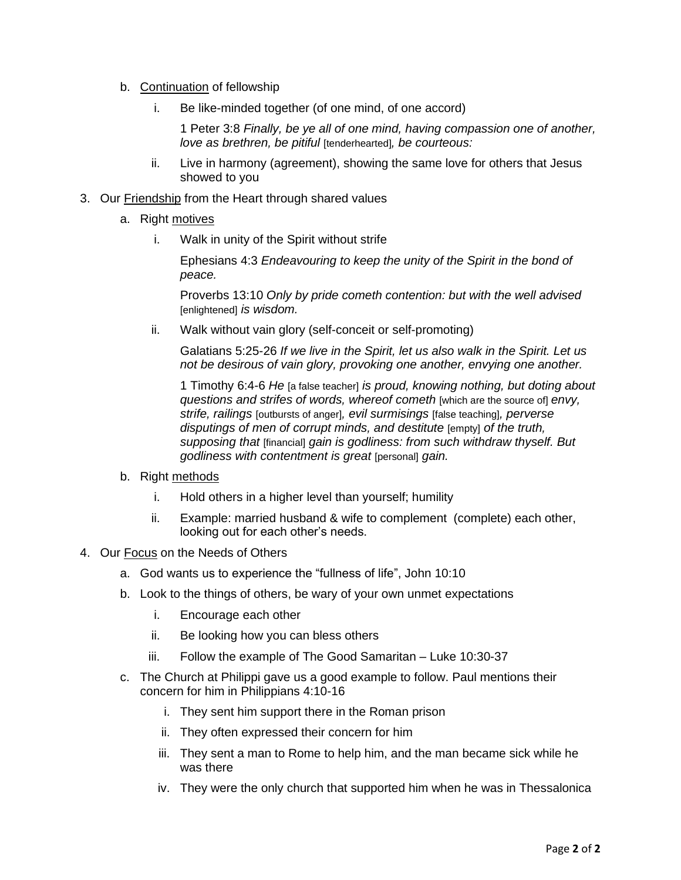b. <u>Continuation</u> of fellowship

      i. Be like-minded together (of one mind, of one accord)

         1 Peter 3:8 *Finally, be ye all of one mind, having compassion one of another, love as brethren, be pitiful* [tenderhearted]*, be courteous:*

      ii. Live in harmony (agreement), showing the same love for others that Jesus showed to you

3. Our <u>Friendship</u> from the Heart through shared values

   a. Right <u>motives</u>

      i. Walk in unity of the Spirit without strife

         Ephesians 4:3 *Endeavouring to keep the unity of the Spirit in the bond of peace.*

         Proverbs 13:10 *Only by pride cometh contention: but with the well advised* [enlightened] *is wisdom.*

      ii. Walk without vain glory (self-conceit or self-promoting)

         Galatians 5:25-26 *If we live in the Spirit, let us also walk in the Spirit. Let us not be desirous of vain glory, provoking one another, envying one another.*

         1 Timothy 6:4-6 *He* [a false teacher] *is proud, knowing nothing, but doting about questions and strifes of words, whereof cometh* [which are the source of] *envy, strife, railings* [outbursts of anger]*, evil surmisings* [false teaching]*, perverse disputings of men of corrupt minds, and destitute* [empty] *of the truth, supposing that* [financial] *gain is godliness: from such withdraw thyself. But godliness with contentment is great* [personal] *gain.*

   b. Right <u>methods</u>

      i. Hold others in a higher level than yourself; humility

      ii. Example: married husband & wife to complement (complete) each other, looking out for each other's needs.

4. Our <u>Focus</u> on the Needs of Others

   a. God wants us to experience the "fullness of life", John 10:10

   b. Look to the things of others, be wary of your own unmet expectations

      i. Encourage each other

      ii. Be looking how you can bless others

      iii. Follow the example of The Good Samaritan – Luke 10:30-37

   c. The Church at Philippi gave us a good example to follow. Paul mentions their concern for him in Philippians 4:10-16

      i. They sent him support there in the Roman prison

      ii. They often expressed their concern for him

      iii. They sent a man to Rome to help him, and the man became sick while he was there

      iv. They were the only church that supported him when he was in Thessalonica